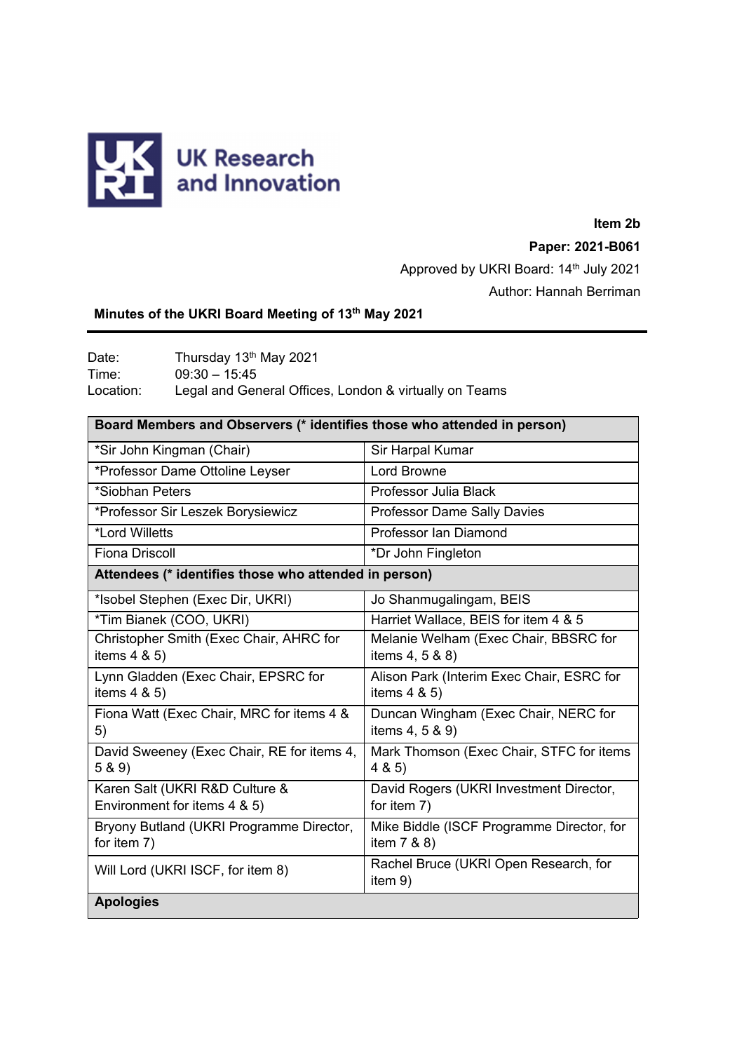UK Research and Innovation

**Item 2b**

**Paper: 2021-B061**

Approved by UKRI Board: 14th July 2021

Author: Hannah Berriman

## Minutes of the UKRI Board Meeting of 13th May 2021

Date: Thursday 13th May 2021
Time: 09:30 – 15:45
Location: Legal and General Offices, London & virtually on Teams

| **Board Members and Observers (* identifies those who attended in person)** | |
|---|---|
| *Sir John Kingman (Chair) | Sir Harpal Kumar |
| *Professor Dame Ottoline Leyser | Lord Browne |
| *Siobhan Peters | Professor Julia Black |
| *Professor Sir Leszek Borysiewicz | Professor Dame Sally Davies |
| *Lord Willetts | Professor Ian Diamond |
| Fiona Driscoll | *Dr John Fingleton |
| **Attendees (* identifies those who attended in person)** | |
| *Isobel Stephen (Exec Dir, UKRI) | Jo Shanmugalingam, BEIS |
| *Tim Bianek (COO, UKRI) | Harriet Wallace, BEIS for item 4 & 5 |
| Christopher Smith (Exec Chair, AHRC for items 4 & 5) | Melanie Welham (Exec Chair, BBSRC for items 4, 5 & 8) |
| Lynn Gladden (Exec Chair, EPSRC for items 4 & 5) | Alison Park (Interim Exec Chair, ESRC for items 4 & 5) |
| Fiona Watt (Exec Chair, MRC for items 4 & 5) | Duncan Wingham (Exec Chair, NERC for items 4, 5 & 9) |
| David Sweeney (Exec Chair, RE for items 4, 5 & 9) | Mark Thomson (Exec Chair, STFC for items 4 & 5) |
| Karen Salt (UKRI R&D Culture & Environment for items 4 & 5) | David Rogers (UKRI Investment Director, for item 7) |
| Bryony Butland (UKRI Programme Director, for item 7) | Mike Biddle (ISCF Programme Director, for item 7 & 8) |
| Will Lord (UKRI ISCF, for item 8) | Rachel Bruce (UKRI Open Research, for item 9) |
| **Apologies** | |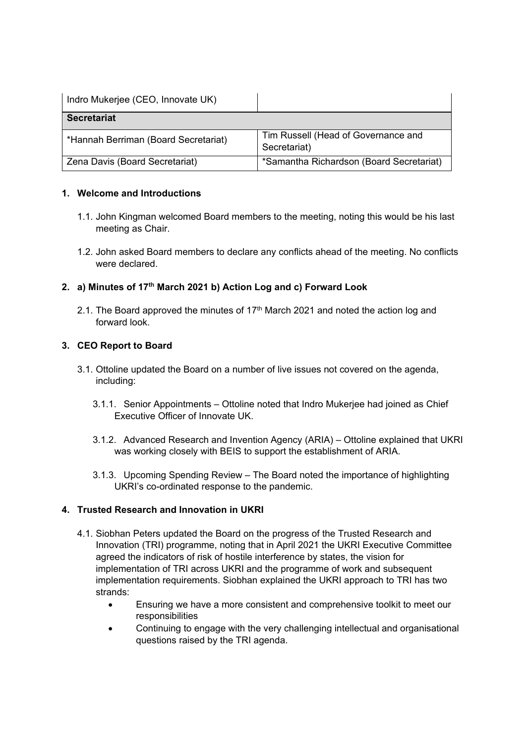| Indro Mukerjee (CEO, Innovate UK) | |
|---|---|
| **Secretariat** | |
| *Hannah Berriman (Board Secretariat) | Tim Russell (Head of Governance and Secretariat) |
| Zena Davis (Board Secretariat) | *Samantha Richardson (Board Secretariat) |

**1. Welcome and Introductions**

1.1. John Kingman welcomed Board members to the meeting, noting this would be his last meeting as Chair.

1.2. John asked Board members to declare any conflicts ahead of the meeting. No conflicts were declared.

**2. a) Minutes of 17th March 2021 b) Action Log and c) Forward Look**

2.1. The Board approved the minutes of 17th March 2021 and noted the action log and forward look.

**3. CEO Report to Board**

3.1. Ottoline updated the Board on a number of live issues not covered on the agenda, including:

3.1.1. Senior Appointments – Ottoline noted that Indro Mukerjee had joined as Chief Executive Officer of Innovate UK.

3.1.2. Advanced Research and Invention Agency (ARIA) – Ottoline explained that UKRI was working closely with BEIS to support the establishment of ARIA.

3.1.3. Upcoming Spending Review – The Board noted the importance of highlighting UKRI's co-ordinated response to the pandemic.

**4. Trusted Research and Innovation in UKRI**

4.1. Siobhan Peters updated the Board on the progress of the Trusted Research and Innovation (TRI) programme, noting that in April 2021 the UKRI Executive Committee agreed the indicators of risk of hostile interference by states, the vision for implementation of TRI across UKRI and the programme of work and subsequent implementation requirements. Siobhan explained the UKRI approach to TRI has two strands:

- Ensuring we have a more consistent and comprehensive toolkit to meet our responsibilities
- Continuing to engage with the very challenging intellectual and organisational questions raised by the TRI agenda.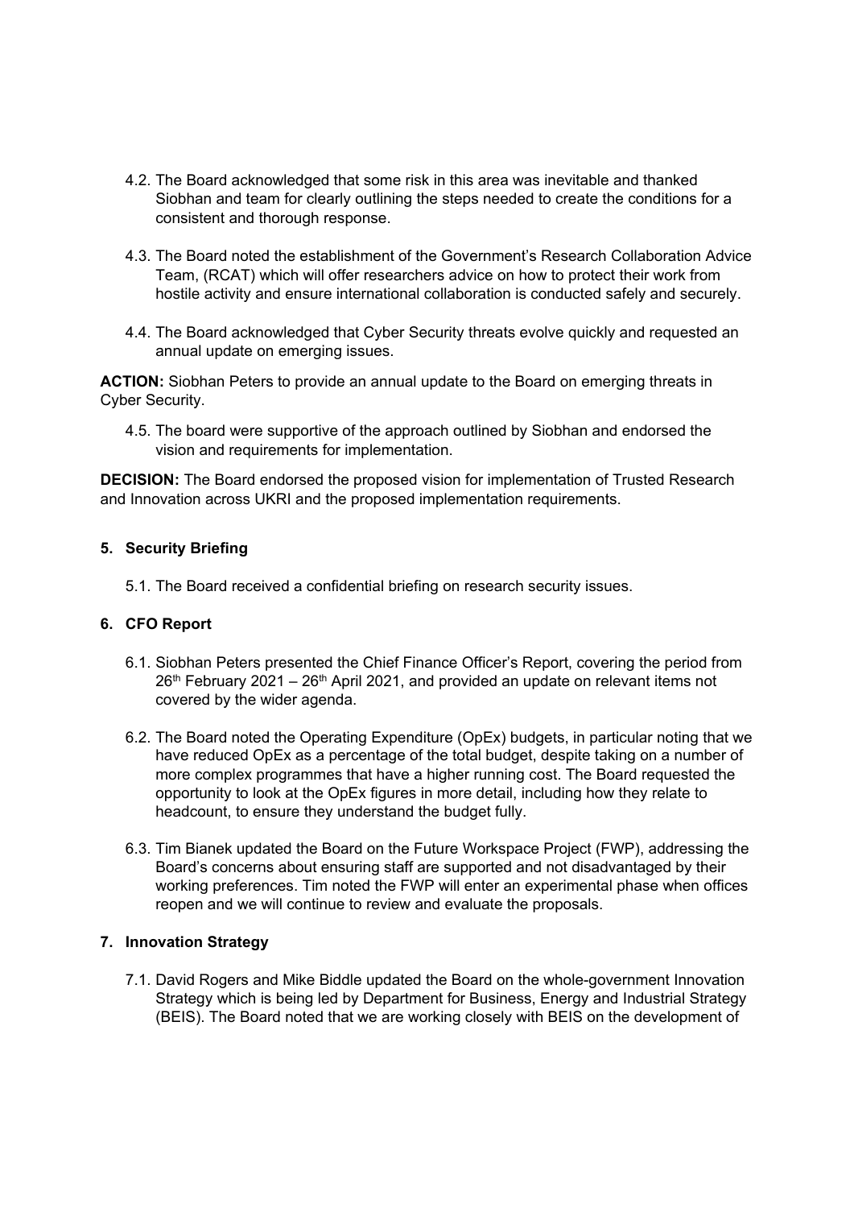4.2. The Board acknowledged that some risk in this area was inevitable and thanked Siobhan and team for clearly outlining the steps needed to create the conditions for a consistent and thorough response.

4.3. The Board noted the establishment of the Government's Research Collaboration Advice Team, (RCAT) which will offer researchers advice on how to protect their work from hostile activity and ensure international collaboration is conducted safely and securely.

4.4. The Board acknowledged that Cyber Security threats evolve quickly and requested an annual update on emerging issues.

**ACTION:** Siobhan Peters to provide an annual update to the Board on emerging threats in Cyber Security.

4.5. The board were supportive of the approach outlined by Siobhan and endorsed the vision and requirements for implementation.

**DECISION:** The Board endorsed the proposed vision for implementation of Trusted Research and Innovation across UKRI and the proposed implementation requirements.

**5. Security Briefing**

5.1. The Board received a confidential briefing on research security issues.

**6. CFO Report**

6.1. Siobhan Peters presented the Chief Finance Officer's Report, covering the period from 26th February 2021 – 26th April 2021, and provided an update on relevant items not covered by the wider agenda.

6.2. The Board noted the Operating Expenditure (OpEx) budgets, in particular noting that we have reduced OpEx as a percentage of the total budget, despite taking on a number of more complex programmes that have a higher running cost. The Board requested the opportunity to look at the OpEx figures in more detail, including how they relate to headcount, to ensure they understand the budget fully.

6.3. Tim Bianek updated the Board on the Future Workspace Project (FWP), addressing the Board's concerns about ensuring staff are supported and not disadvantaged by their working preferences. Tim noted the FWP will enter an experimental phase when offices reopen and we will continue to review and evaluate the proposals.

**7. Innovation Strategy**

7.1. David Rogers and Mike Biddle updated the Board on the whole-government Innovation Strategy which is being led by Department for Business, Energy and Industrial Strategy (BEIS). The Board noted that we are working closely with BEIS on the development of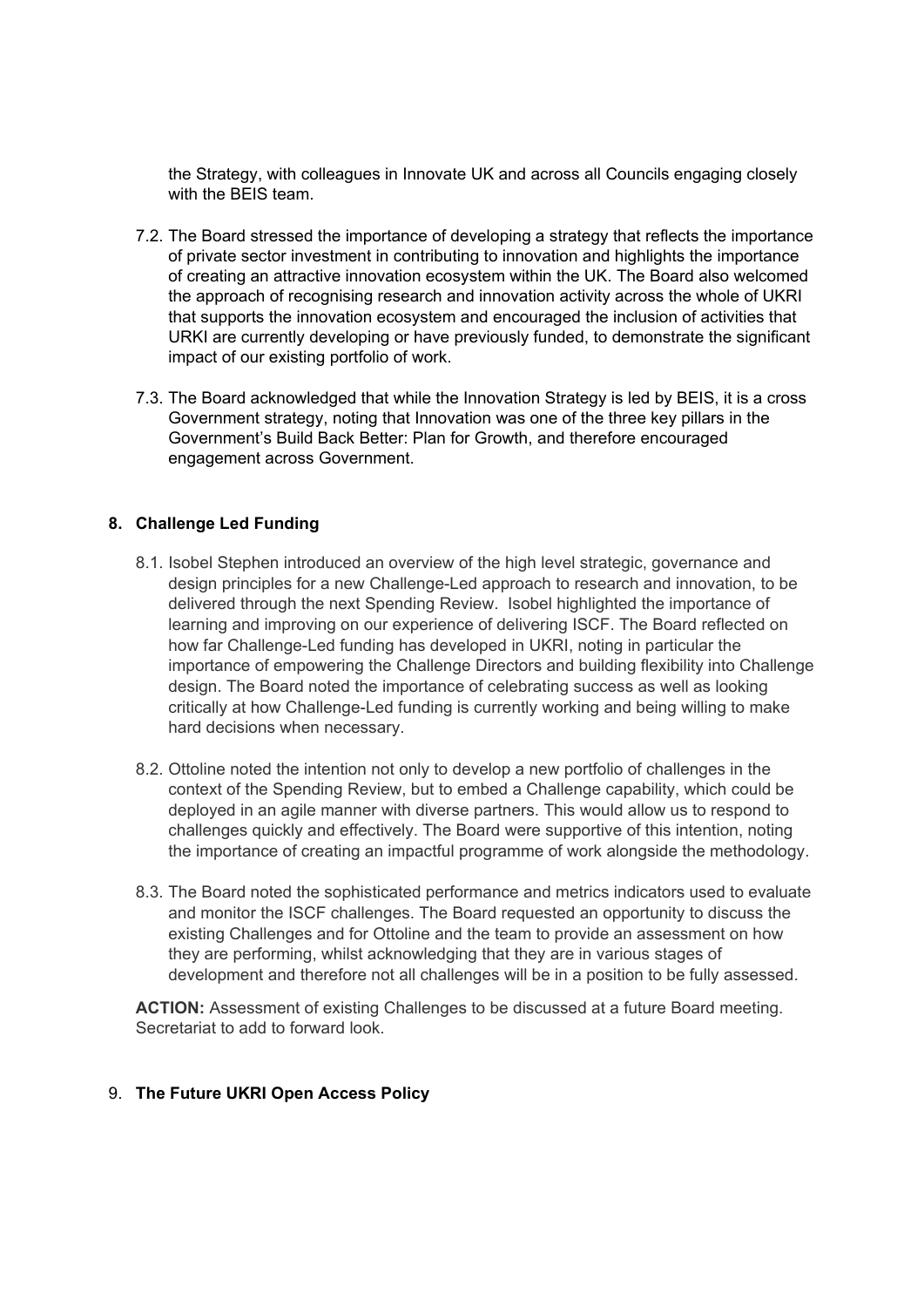the Strategy, with colleagues in Innovate UK and across all Councils engaging closely with the BEIS team.

7.2. The Board stressed the importance of developing a strategy that reflects the importance of private sector investment in contributing to innovation and highlights the importance of creating an attractive innovation ecosystem within the UK. The Board also welcomed the approach of recognising research and innovation activity across the whole of UKRI that supports the innovation ecosystem and encouraged the inclusion of activities that URKI are currently developing or have previously funded, to demonstrate the significant impact of our existing portfolio of work.

7.3. The Board acknowledged that while the Innovation Strategy is led by BEIS, it is a cross Government strategy, noting that Innovation was one of the three key pillars in the Government's Build Back Better: Plan for Growth, and therefore encouraged engagement across Government.

## 8. Challenge Led Funding

8.1. Isobel Stephen introduced an overview of the high level strategic, governance and design principles for a new Challenge-Led approach to research and innovation, to be delivered through the next Spending Review. Isobel highlighted the importance of learning and improving on our experience of delivering ISCF. The Board reflected on how far Challenge-Led funding has developed in UKRI, noting in particular the importance of empowering the Challenge Directors and building flexibility into Challenge design. The Board noted the importance of celebrating success as well as looking critically at how Challenge-Led funding is currently working and being willing to make hard decisions when necessary.

8.2. Ottoline noted the intention not only to develop a new portfolio of challenges in the context of the Spending Review, but to embed a Challenge capability, which could be deployed in an agile manner with diverse partners. This would allow us to respond to challenges quickly and effectively. The Board were supportive of this intention, noting the importance of creating an impactful programme of work alongside the methodology.

8.3. The Board noted the sophisticated performance and metrics indicators used to evaluate and monitor the ISCF challenges. The Board requested an opportunity to discuss the existing Challenges and for Ottoline and the team to provide an assessment on how they are performing, whilst acknowledging that they are in various stages of development and therefore not all challenges will be in a position to be fully assessed.

**ACTION:** Assessment of existing Challenges to be discussed at a future Board meeting. Secretariat to add to forward look.

## 9. The Future UKRI Open Access Policy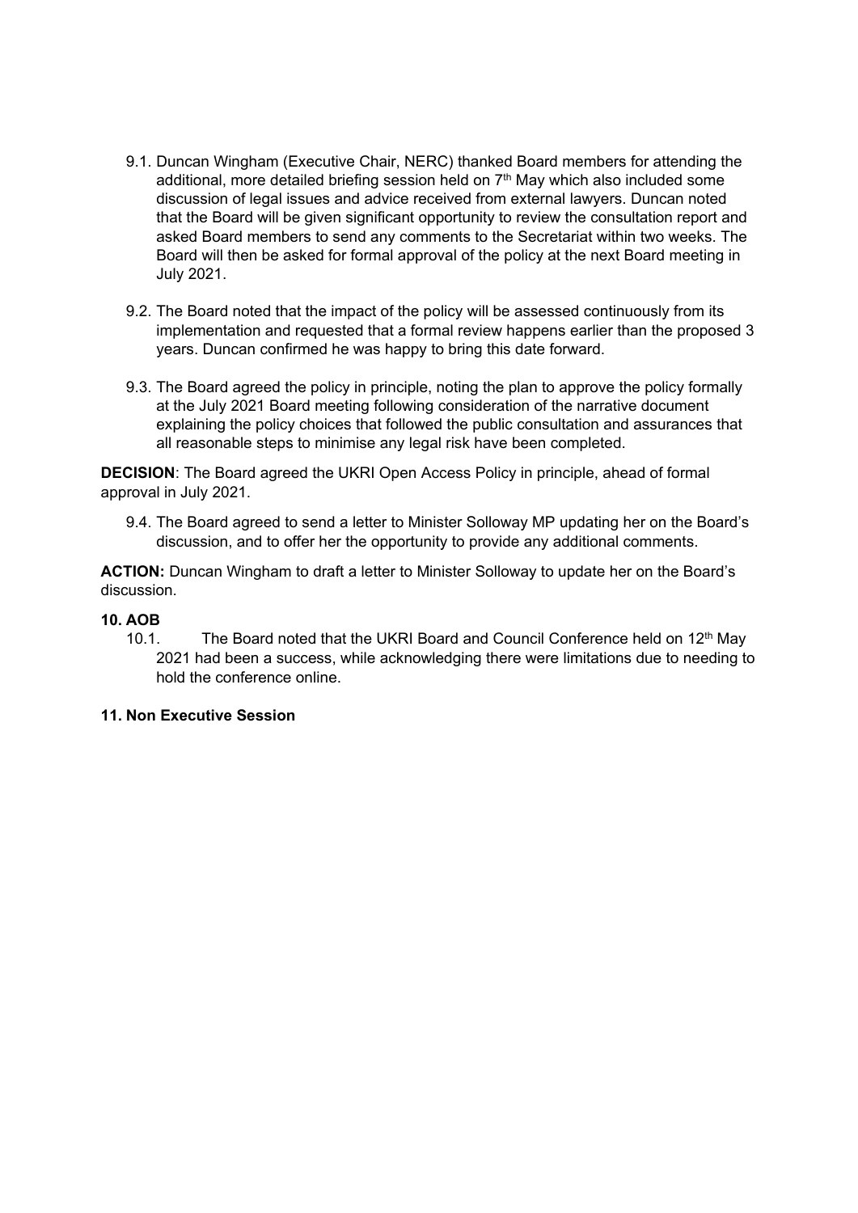9.1. Duncan Wingham (Executive Chair, NERC) thanked Board members for attending the additional, more detailed briefing session held on 7th May which also included some discussion of legal issues and advice received from external lawyers. Duncan noted that the Board will be given significant opportunity to review the consultation report and asked Board members to send any comments to the Secretariat within two weeks. The Board will then be asked for formal approval of the policy at the next Board meeting in July 2021.

9.2. The Board noted that the impact of the policy will be assessed continuously from its implementation and requested that a formal review happens earlier than the proposed 3 years. Duncan confirmed he was happy to bring this date forward.

9.3. The Board agreed the policy in principle, noting the plan to approve the policy formally at the July 2021 Board meeting following consideration of the narrative document explaining the policy choices that followed the public consultation and assurances that all reasonable steps to minimise any legal risk have been completed.

**DECISION**: The Board agreed the UKRI Open Access Policy in principle, ahead of formal approval in July 2021.

9.4. The Board agreed to send a letter to Minister Solloway MP updating her on the Board's discussion, and to offer her the opportunity to provide any additional comments.

**ACTION:** Duncan Wingham to draft a letter to Minister Solloway to update her on the Board's discussion.

**10. AOB**

10.1. The Board noted that the UKRI Board and Council Conference held on 12th May 2021 had been a success, while acknowledging there were limitations due to needing to hold the conference online.

**11. Non Executive Session**